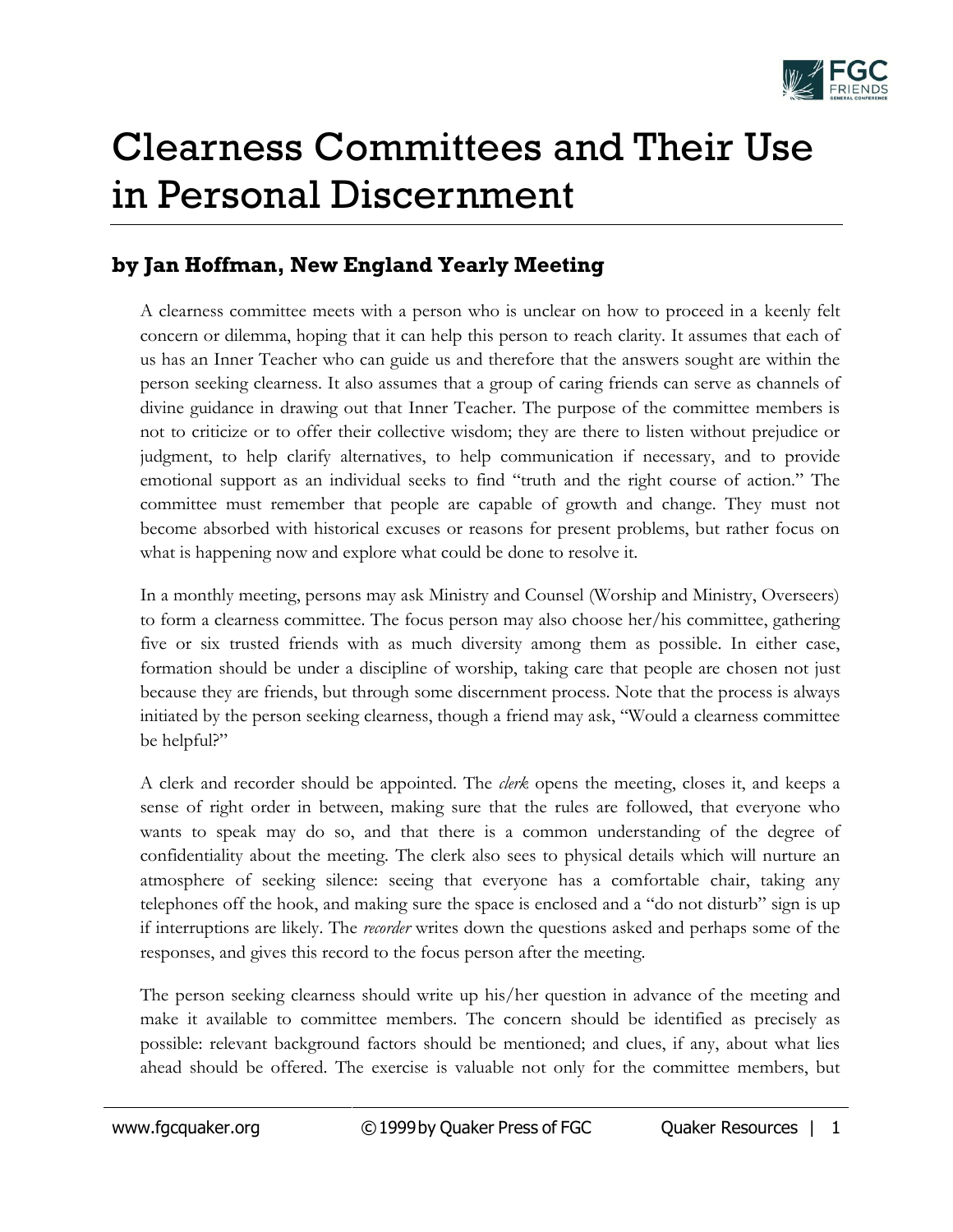# Clearness Committees and Their Use in Personal Discernment

## by Jan Hoffman, New England Yearly Meeting

A clearness committee meets with a person who is unclear on how to proceed in a keenly felt concern or dilemma, hoping that it can help this person to reach clarity. It assumes that each of us has an Inner Teacher who can guide us and therefore that the answers sought are within the person seeking clearness. It also assumes that a group of caring friends can serve as channels of divine guidance in drawing out that Inner Teacher. The purpose of the committee members is not to criticize or to offer their collective wisdom; they are there to listen without prejudice or judgment, to help clarify alternatives, to help communication if necessary, and to provide emotional support as an individual seeks to find "truth and the right course of action." The committee must remember that people are capable of growth and change. They must not become absorbed with historical excuses or reasons for present problems, but rather focus on what is happening now and explore what could be done to resolve it.

In a monthly meeting, persons may ask Ministry and Counsel (Worship and Ministry, Overseers) to form a clearness committee. The focus person may also choose her/his committee, gathering five or six trusted friends with as much diversity among them as possible. In either case, formation should be under a discipline of worship, taking care that people are chosen not just because they are friends, but through some discernment process. Note that the process is always initiated by the person seeking clearness, though a friend may ask, "Would a clearness committee be helpful?"

A clerk and recorder should be appointed. The *clerk* opens the meeting, closes it, and keeps a sense of right order in between, making sure that the rules are followed, that everyone who wants to speak may do so, and that there is a common understanding of the degree of confidentiality about the meeting. The clerk also sees to physical details which will nurture an atmosphere of seeking silence: seeing that everyone has a comfortable chair, taking any telephones off the hook, and making sure the space is enclosed and a "do not disturb" sign is up if interruptions are likely. The *recorder* writes down the questions asked and perhaps some of the responses, and gives this record to the focus person after the meeting.

The person seeking clearness should write up his/her question in advance of the meeting and make it available to committee members. The concern should be identified as precisely as possible: relevant background factors should be mentioned; and clues, if any, about what lies ahead should be offered. The exercise is valuable not only for the committee members, but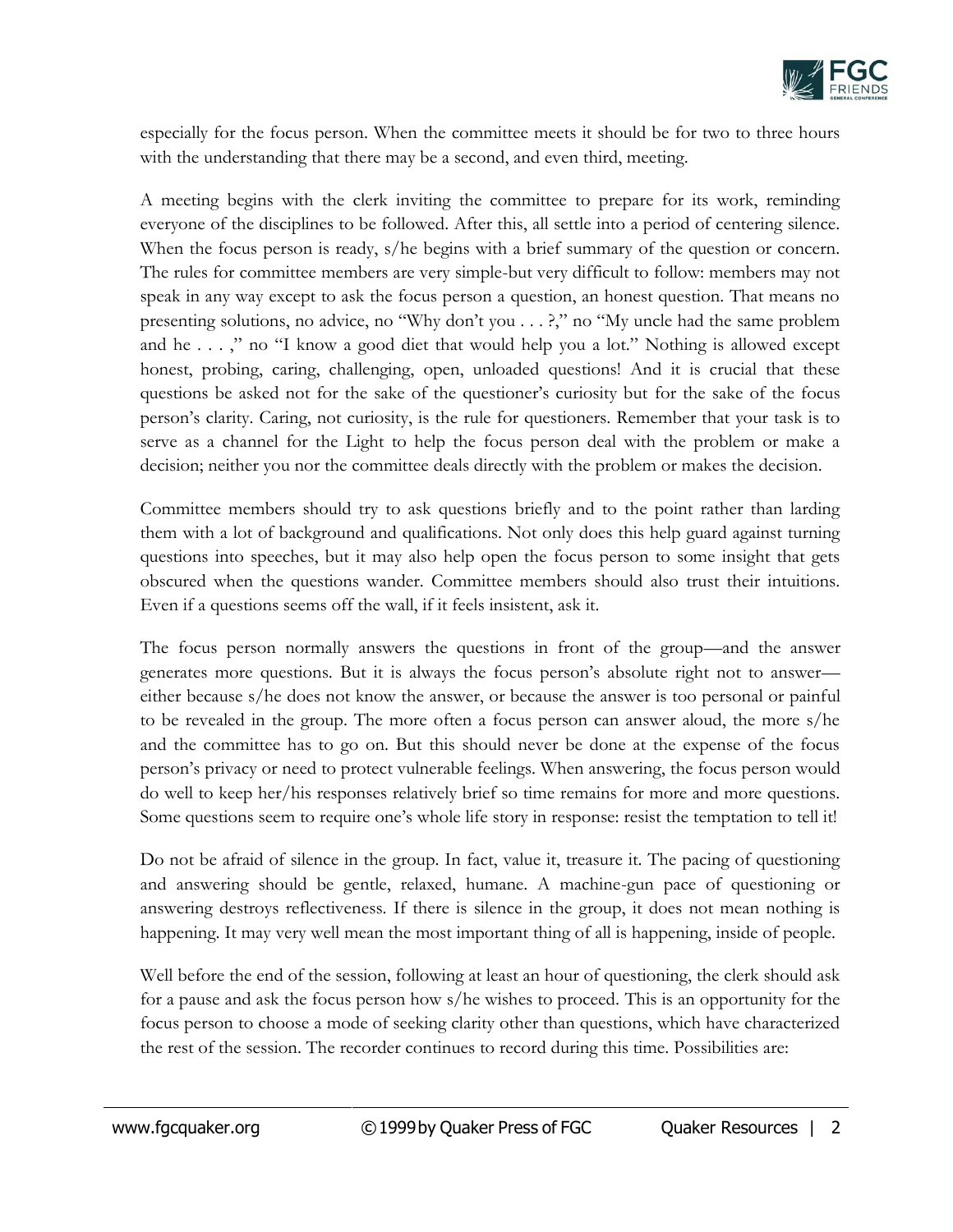especially for the focus person. When the committee meets it should be for two to three hours with the understanding that there may be a second, and even third, meeting.

A meeting begins with the clerk inviting the committee to prepare for its work, reminding everyone of the disciplines to be followed. After this, all settle into a period of centering silence. When the focus person is ready, s/he begins with a brief summary of the question or concern. The rules for committee members are very simple-but very difficult to follow: members may not speak in any way except to ask the focus person a question, an honest question. That means no presenting solutions, no advice, no "Why don't you . . . ?," no "My uncle had the same problem and he . . . ," no "I know a good diet that would help you a lot." Nothing is allowed except honest, probing, caring, challenging, open, unloaded questions! And it is crucial that these questions be asked not for the sake of the questioner's curiosity but for the sake of the focus person's clarity. Caring, not curiosity, is the rule for questioners. Remember that your task is to serve as a channel for the Light to help the focus person deal with the problem or make a decision; neither you nor the committee deals directly with the problem or makes the decision.

Committee members should try to ask questions briefly and to the point rather than larding them with a lot of background and qualifications. Not only does this help guard against turning questions into speeches, but it may also help open the focus person to some insight that gets obscured when the questions wander. Committee members should also trust their intuitions. Even if a questions seems off the wall, if it feels insistent, ask it.

The focus person normally answers the questions in front of the group—and the answer generates more questions. But it is always the focus person's absolute right not to answer—either because s/he does not know the answer, or because the answer is too personal or painful to be revealed in the group. The more often a focus person can answer aloud, the more s/he and the committee has to go on. But this should never be done at the expense of the focus person's privacy or need to protect vulnerable feelings. When answering, the focus person would do well to keep her/his responses relatively brief so time remains for more and more questions. Some questions seem to require one's whole life story in response: resist the temptation to tell it!

Do not be afraid of silence in the group. In fact, value it, treasure it. The pacing of questioning and answering should be gentle, relaxed, humane. A machine-gun pace of questioning or answering destroys reflectiveness. If there is silence in the group, it does not mean nothing is happening. It may very well mean the most important thing of all is happening, inside of people.

Well before the end of the session, following at least an hour of questioning, the clerk should ask for a pause and ask the focus person how s/he wishes to proceed. This is an opportunity for the focus person to choose a mode of seeking clarity other than questions, which have characterized the rest of the session. The recorder continues to record during this time. Possibilities are: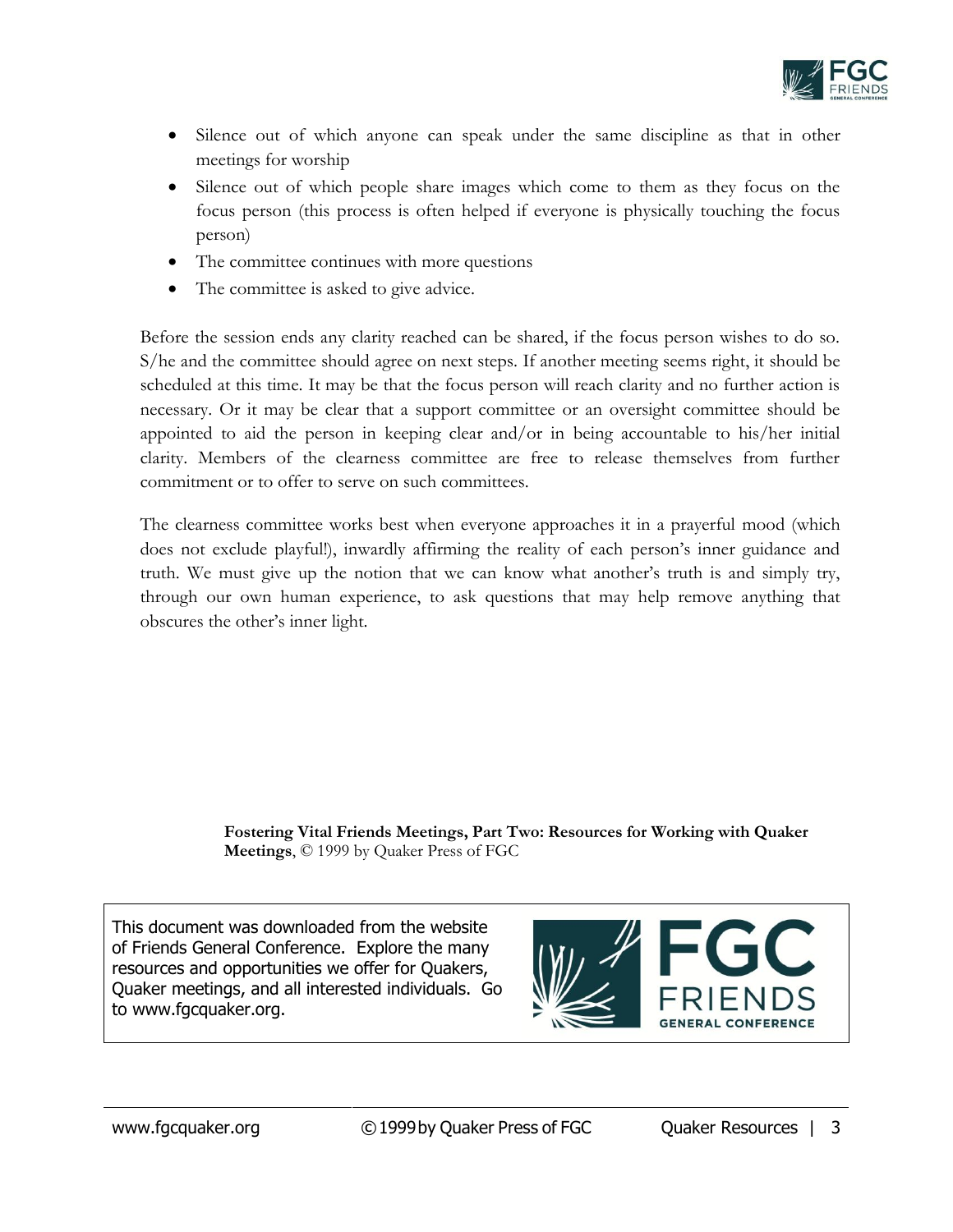- Silence out of which anyone can speak under the same discipline as that in other meetings for worship
- Silence out of which people share images which come to them as they focus on the focus person (this process is often helped if everyone is physically touching the focus person)
- The committee continues with more questions
- The committee is asked to give advice.

Before the session ends any clarity reached can be shared, if the focus person wishes to do so. S/he and the committee should agree on next steps. If another meeting seems right, it should be scheduled at this time. It may be that the focus person will reach clarity and no further action is necessary. Or it may be clear that a support committee or an oversight committee should be appointed to aid the person in keeping clear and/or in being accountable to his/her initial clarity. Members of the clearness committee are free to release themselves from further commitment or to offer to serve on such committees.

The clearness committee works best when everyone approaches it in a prayerful mood (which does not exclude playful!), inwardly affirming the reality of each person's inner guidance and truth. We must give up the notion that we can know what another's truth is and simply try, through our own human experience, to ask questions that may help remove anything that obscures the other's inner light.

**Fostering Vital Friends Meetings, Part Two: Resources for Working with Quaker Meetings**, © 1999 by Quaker Press of FGC

This document was downloaded from the website of Friends General Conference. Explore the many resources and opportunities we offer for Quakers, Quaker meetings, and all interested individuals. Go to www.fgcquaker.org.